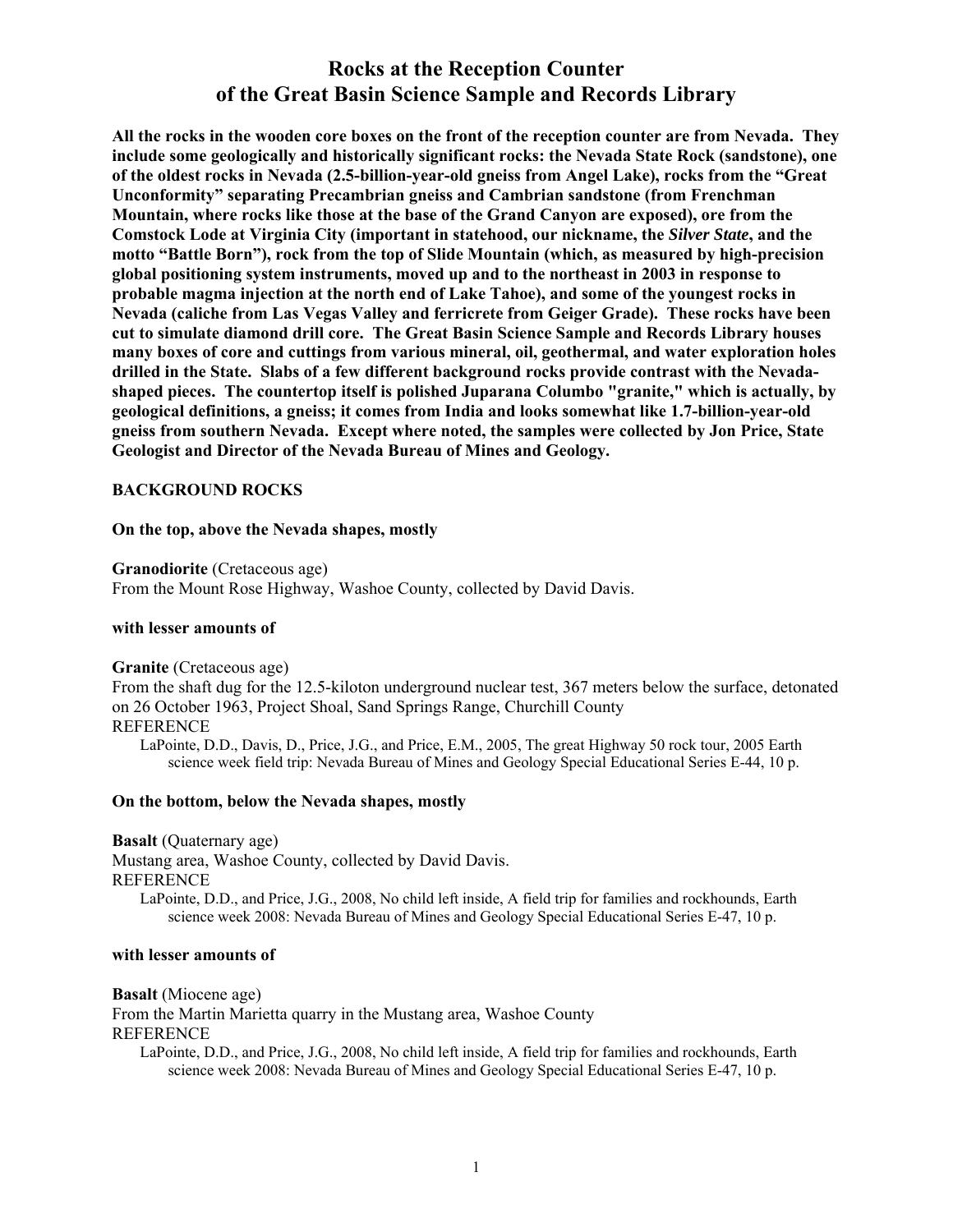# Rocks at the Reception Counter of the Great Basin Science Sample and Records Library

**All the rocks in the wooden core boxes on the front of the reception counter are from Nevada. They include some geologically and historically significant rocks: the Nevada State Rock (sandstone), one of the oldest rocks in Nevada (2.5-billion-year-old gneiss from Angel Lake), rocks from the "Great Unconformity" separating Precambrian gneiss and Cambrian sandstone (from Frenchman Mountain, where rocks like those at the base of the Grand Canyon are exposed), ore from the Comstock Lode at Virginia City (important in statehood, our nickname, the *Silver State*, and the motto "Battle Born"), rock from the top of Slide Mountain (which, as measured by high-precision global positioning system instruments, moved up and to the northeast in 2003 in response to probable magma injection at the north end of Lake Tahoe), and some of the youngest rocks in Nevada (caliche from Las Vegas Valley and ferricrete from Geiger Grade). These rocks have been cut to simulate diamond drill core. The Great Basin Science Sample and Records Library houses many boxes of core and cuttings from various mineral, oil, geothermal, and water exploration holes drilled in the State. Slabs of a few different background rocks provide contrast with the Nevada-shaped pieces. The countertop itself is polished Juparana Columbo "granite," which is actually, by geological definitions, a gneiss; it comes from India and looks somewhat like 1.7-billion-year-old gneiss from southern Nevada. Except where noted, the samples were collected by Jon Price, State Geologist and Director of the Nevada Bureau of Mines and Geology.**

## BACKGROUND ROCKS

### On the top, above the Nevada shapes, mostly

**Granodiorite** (Cretaceous age)
From the Mount Rose Highway, Washoe County, collected by David Davis.

### with lesser amounts of

**Granite** (Cretaceous age)
From the shaft dug for the 12.5-kiloton underground nuclear test, 367 meters below the surface, detonated on 26 October 1963, Project Shoal, Sand Springs Range, Churchill County
REFERENCE
LaPointe, D.D., Davis, D., Price, J.G., and Price, E.M., 2005, The great Highway 50 rock tour, 2005 Earth science week field trip: Nevada Bureau of Mines and Geology Special Educational Series E-44, 10 p.

### On the bottom, below the Nevada shapes, mostly

**Basalt** (Quaternary age)
Mustang area, Washoe County, collected by David Davis.
REFERENCE
LaPointe, D.D., and Price, J.G., 2008, No child left inside, A field trip for families and rockhounds, Earth science week 2008: Nevada Bureau of Mines and Geology Special Educational Series E-47, 10 p.

### with lesser amounts of

**Basalt** (Miocene age)
From the Martin Marietta quarry in the Mustang area, Washoe County
REFERENCE
LaPointe, D.D., and Price, J.G., 2008, No child left inside, A field trip for families and rockhounds, Earth science week 2008: Nevada Bureau of Mines and Geology Special Educational Series E-47, 10 p.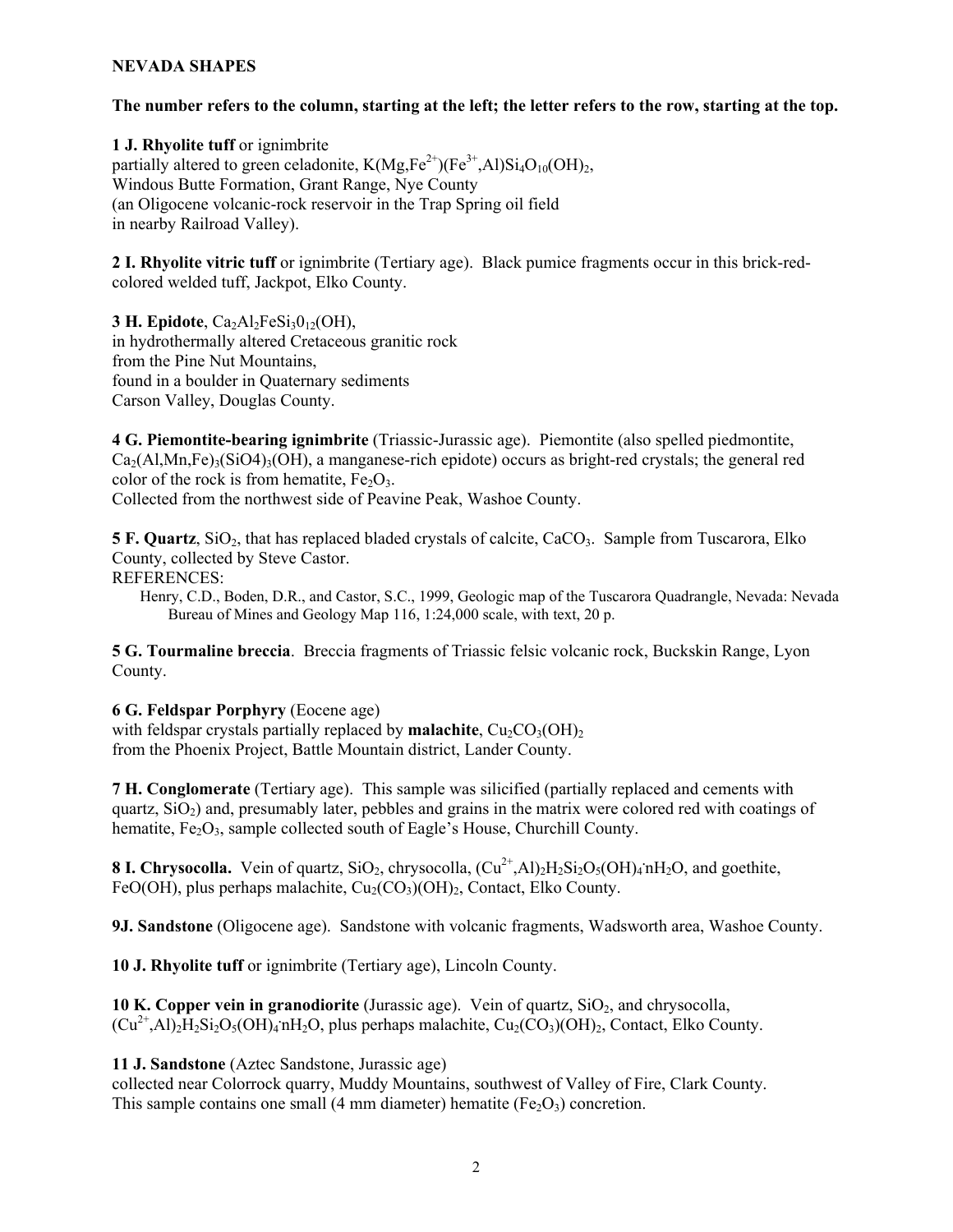**NEVADA SHAPES**

**The number refers to the column, starting at the left; the letter refers to the row, starting at the top.**

**1 J. Rhyolite tuff** or ignimbrite
partially altered to green celadonite, $K(Mg,Fe^{2+})(Fe^{3+},Al)Si_4O_{10}(OH)_2$,
Windous Butte Formation, Grant Range, Nye County
(an Oligocene volcanic-rock reservoir in the Trap Spring oil field
in nearby Railroad Valley).

**2 I. Rhyolite vitric tuff** or ignimbrite (Tertiary age). Black pumice fragments occur in this brick-red-colored welded tuff, Jackpot, Elko County.

**3 H. Epidote**, $Ca_2Al_2FeSi_30_{12}(OH)$,
in hydrothermally altered Cretaceous granitic rock
from the Pine Nut Mountains,
found in a boulder in Quaternary sediments
Carson Valley, Douglas County.

**4 G. Piemontite-bearing ignimbrite** (Triassic-Jurassic age). Piemontite (also spelled piedmontite, $Ca_2(Al,Mn,Fe)_3(SiO4)_3(OH)$, a manganese-rich epidote) occurs as bright-red crystals; the general red color of the rock is from hematite, $Fe_2O_3$.
Collected from the northwest side of Peavine Peak, Washoe County.

**5 F. Quartz**, $SiO_2$, that has replaced bladed crystals of calcite, $CaCO_3$. Sample from Tuscarora, Elko County, collected by Steve Castor.
REFERENCES:

Henry, C.D., Boden, D.R., and Castor, S.C., 1999, Geologic map of the Tuscarora Quadrangle, Nevada: Nevada Bureau of Mines and Geology Map 116, 1:24,000 scale, with text, 20 p.

**5 G. Tourmaline breccia**. Breccia fragments of Triassic felsic volcanic rock, Buckskin Range, Lyon County.

**6 G. Feldspar Porphyry** (Eocene age)
with feldspar crystals partially replaced by **malachite**, $Cu_2CO_3(OH)_2$
from the Phoenix Project, Battle Mountain district, Lander County.

**7 H. Conglomerate** (Tertiary age). This sample was silicified (partially replaced and cements with quartz, $SiO_2$) and, presumably later, pebbles and grains in the matrix were colored red with coatings of hematite, $Fe_2O_3$, sample collected south of Eagle's House, Churchill County.

**8 I. Chrysocolla.** Vein of quartz, $SiO_2$, chrysocolla, $(Cu^{2+},Al)_2H_2Si_2O_5(OH)_4 \cdot nH_2O$, and goethite, $FeO(OH)$, plus perhaps malachite, $Cu_2(CO_3)(OH)_2$, Contact, Elko County.

**9J. Sandstone** (Oligocene age). Sandstone with volcanic fragments, Wadsworth area, Washoe County.

**10 J. Rhyolite tuff** or ignimbrite (Tertiary age), Lincoln County.

**10 K. Copper vein in granodiorite** (Jurassic age). Vein of quartz, $SiO_2$, and chrysocolla, $(Cu^{2+},Al)_2H_2Si_2O_5(OH)_4 \cdot nH_2O$, plus perhaps malachite, $Cu_2(CO_3)(OH)_2$, Contact, Elko County.

**11 J. Sandstone** (Aztec Sandstone, Jurassic age)
collected near Colorrock quarry, Muddy Mountains, southwest of Valley of Fire, Clark County.
This sample contains one small (4 mm diameter) hematite ($Fe_2O_3$) concretion.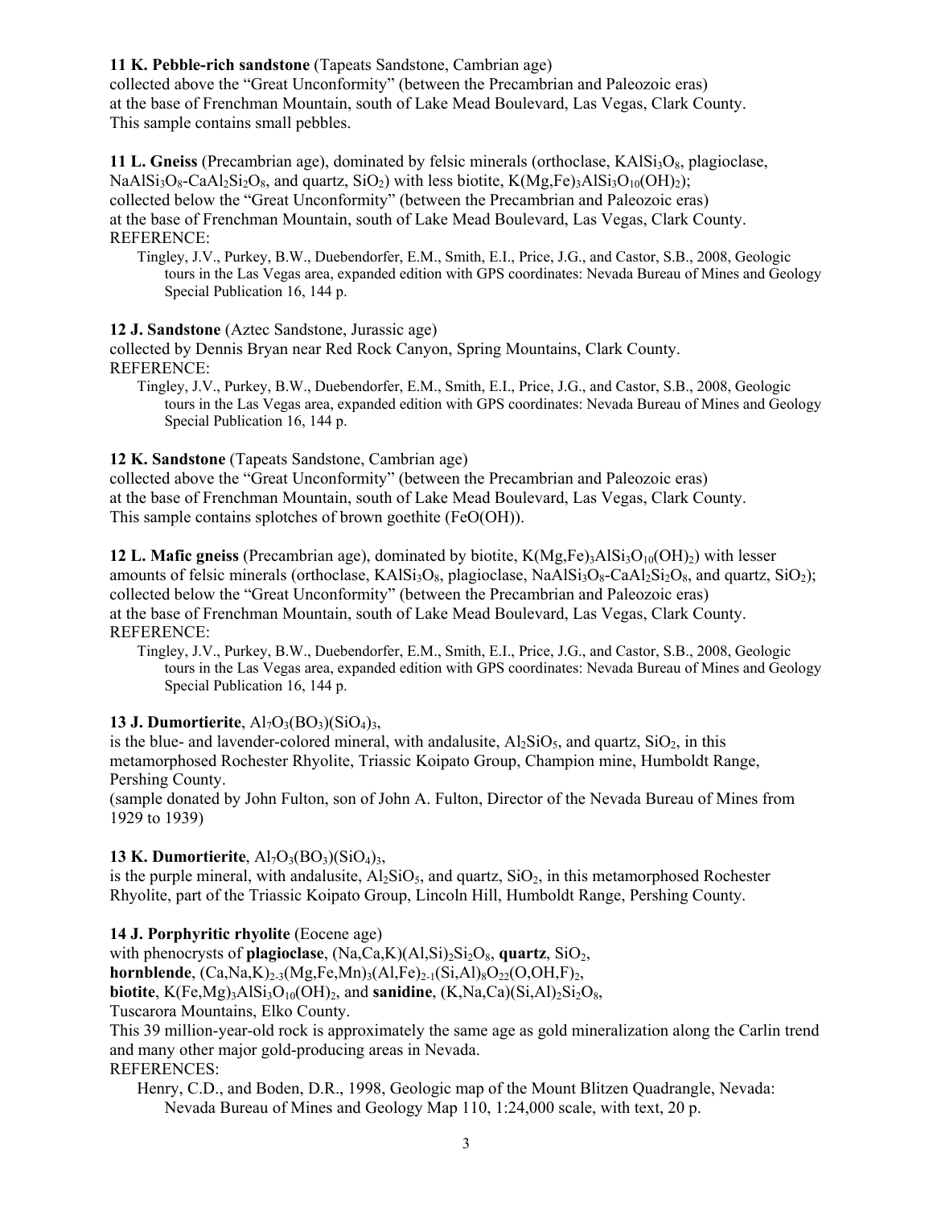**11 K. Pebble-rich sandstone** (Tapeats Sandstone, Cambrian age)
collected above the "Great Unconformity" (between the Precambrian and Paleozoic eras)
at the base of Frenchman Mountain, south of Lake Mead Boulevard, Las Vegas, Clark County.
This sample contains small pebbles.

**11 L. Gneiss** (Precambrian age), dominated by felsic minerals (orthoclase, $KAlSi_3O_8$, plagioclase, $NaAlSi_3O_8$-$CaAl_2Si_2O_8$, and quartz, $SiO_2$) with less biotite, $K(Mg,Fe)_3AlSi_3O_{10}(OH)_2$);
collected below the "Great Unconformity" (between the Precambrian and Paleozoic eras)
at the base of Frenchman Mountain, south of Lake Mead Boulevard, Las Vegas, Clark County.
REFERENCE:

Tingley, J.V., Purkey, B.W., Duebendorfer, E.M., Smith, E.I., Price, J.G., and Castor, S.B., 2008, Geologic tours in the Las Vegas area, expanded edition with GPS coordinates: Nevada Bureau of Mines and Geology Special Publication 16, 144 p.

**12 J. Sandstone** (Aztec Sandstone, Jurassic age)
collected by Dennis Bryan near Red Rock Canyon, Spring Mountains, Clark County.
REFERENCE:

Tingley, J.V., Purkey, B.W., Duebendorfer, E.M., Smith, E.I., Price, J.G., and Castor, S.B., 2008, Geologic tours in the Las Vegas area, expanded edition with GPS coordinates: Nevada Bureau of Mines and Geology Special Publication 16, 144 p.

**12 K. Sandstone** (Tapeats Sandstone, Cambrian age)
collected above the "Great Unconformity" (between the Precambrian and Paleozoic eras)
at the base of Frenchman Mountain, south of Lake Mead Boulevard, Las Vegas, Clark County.
This sample contains splotches of brown goethite ($FeO(OH)$).

**12 L. Mafic gneiss** (Precambrian age), dominated by biotite, $K(Mg,Fe)_3AlSi_3O_{10}(OH)_2$) with lesser amounts of felsic minerals (orthoclase, $KAlSi_3O_8$, plagioclase, $NaAlSi_3O_8$-$CaAl_2Si_2O_8$, and quartz, $SiO_2$);
collected below the "Great Unconformity" (between the Precambrian and Paleozoic eras)
at the base of Frenchman Mountain, south of Lake Mead Boulevard, Las Vegas, Clark County.
REFERENCE:

Tingley, J.V., Purkey, B.W., Duebendorfer, E.M., Smith, E.I., Price, J.G., and Castor, S.B., 2008, Geologic tours in the Las Vegas area, expanded edition with GPS coordinates: Nevada Bureau of Mines and Geology Special Publication 16, 144 p.

**13 J. Dumortierite**, $Al_7O_3(BO_3)(SiO_4)_3$,
is the blue- and lavender-colored mineral, with andalusite, $Al_2SiO_5$, and quartz, $SiO_2$, in this metamorphosed Rochester Rhyolite, Triassic Koipato Group, Champion mine, Humboldt Range, Pershing County.
(sample donated by John Fulton, son of John A. Fulton, Director of the Nevada Bureau of Mines from 1929 to 1939)

**13 K. Dumortierite**, $Al_7O_3(BO_3)(SiO_4)_3$,
is the purple mineral, with andalusite, $Al_2SiO_5$, and quartz, $SiO_2$, in this metamorphosed Rochester Rhyolite, part of the Triassic Koipato Group, Lincoln Hill, Humboldt Range, Pershing County.

**14 J. Porphyritic rhyolite** (Eocene age)
with phenocrysts of **plagioclase**, $(Na,Ca,K)(Al,Si)_2Si_2O_8$, **quartz**, $SiO_2$,
**hornblende**, $(Ca,Na,K)_{2-3}(Mg,Fe,Mn)_3(Al,Fe)_{2-1}(Si,Al)_8O_{22}(O,OH,F)_2$,
**biotite**, $K(Fe,Mg)_3AlSi_3O_{10}(OH)_2$, and **sanidine**, $(K,Na,Ca)(Si,Al)_2Si_2O_8$,
Tuscarora Mountains, Elko County.
This 39 million-year-old rock is approximately the same age as gold mineralization along the Carlin trend and many other major gold-producing areas in Nevada.
REFERENCES:

Henry, C.D., and Boden, D.R., 1998, Geologic map of the Mount Blitzen Quadrangle, Nevada: Nevada Bureau of Mines and Geology Map 110, 1:24,000 scale, with text, 20 p.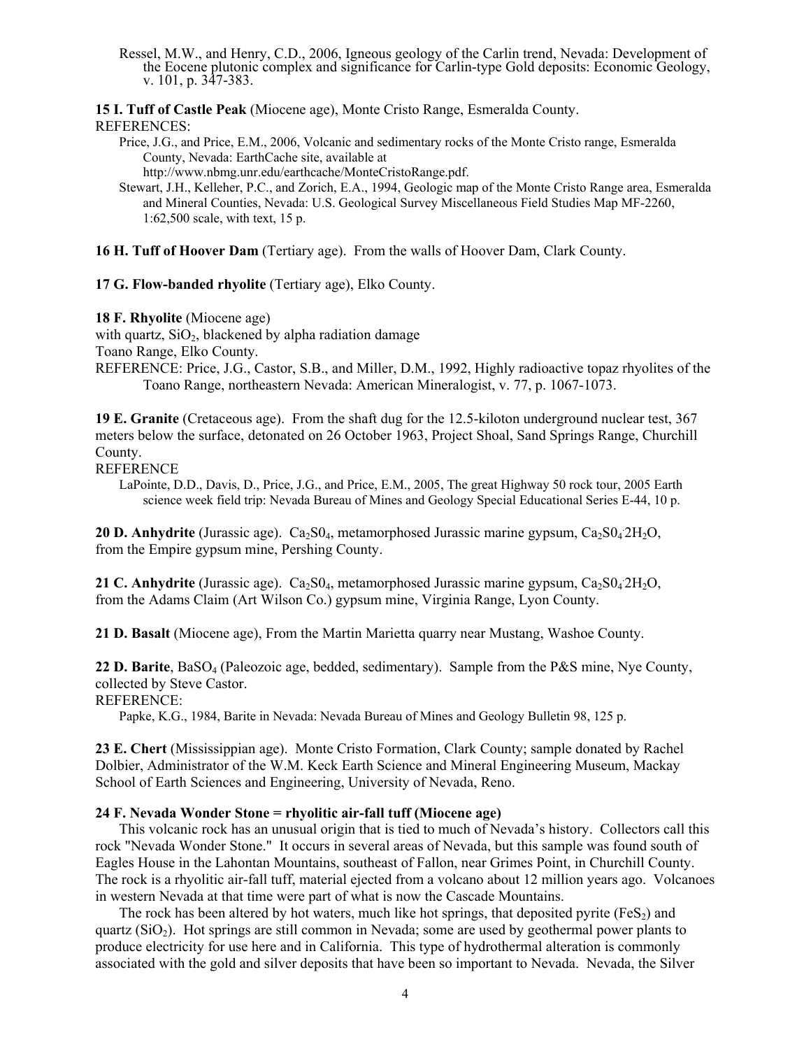Ressel, M.W., and Henry, C.D., 2006, Igneous geology of the Carlin trend, Nevada: Development of the Eocene plutonic complex and significance for Carlin-type Gold deposits: Economic Geology, v. 101, p. 347-383.

**15 I. Tuff of Castle Peak** (Miocene age), Monte Cristo Range, Esmeralda County.

REFERENCES:

Price, J.G., and Price, E.M., 2006, Volcanic and sedimentary rocks of the Monte Cristo range, Esmeralda County, Nevada: EarthCache site, available at http://www.nbmg.unr.edu/earthcache/MonteCristoRange.pdf.

Stewart, J.H., Kelleher, P.C., and Zorich, E.A., 1994, Geologic map of the Monte Cristo Range area, Esmeralda and Mineral Counties, Nevada: U.S. Geological Survey Miscellaneous Field Studies Map MF-2260, 1:62,500 scale, with text, 15 p.

**16 H. Tuff of Hoover Dam** (Tertiary age). From the walls of Hoover Dam, Clark County.

**17 G. Flow-banded rhyolite** (Tertiary age), Elko County.

**18 F. Rhyolite** (Miocene age)
with quartz, $SiO_2$, blackened by alpha radiation damage
Toano Range, Elko County.

REFERENCE: Price, J.G., Castor, S.B., and Miller, D.M., 1992, Highly radioactive topaz rhyolites of the Toano Range, northeastern Nevada: American Mineralogist, v. 77, p. 1067-1073.

**19 E. Granite** (Cretaceous age). From the shaft dug for the 12.5-kiloton underground nuclear test, 367 meters below the surface, detonated on 26 October 1963, Project Shoal, Sand Springs Range, Churchill County.

REFERENCE

LaPointe, D.D., Davis, D., Price, J.G., and Price, E.M., 2005, The great Highway 50 rock tour, 2005 Earth science week field trip: Nevada Bureau of Mines and Geology Special Educational Series E-44, 10 p.

**20 D. Anhydrite** (Jurassic age). $Ca_2S0_4$, metamorphosed Jurassic marine gypsum, $Ca_2S0_4 \cdot 2H_2O$, from the Empire gypsum mine, Pershing County.

**21 C. Anhydrite** (Jurassic age). $Ca_2S0_4$, metamorphosed Jurassic marine gypsum, $Ca_2S0_4 \cdot 2H_2O$, from the Adams Claim (Art Wilson Co.) gypsum mine, Virginia Range, Lyon County.

**21 D. Basalt** (Miocene age), From the Martin Marietta quarry near Mustang, Washoe County.

**22 D. Barite**, $BaSO_4$ (Paleozoic age, bedded, sedimentary). Sample from the P&S mine, Nye County, collected by Steve Castor.

REFERENCE:

Papke, K.G., 1984, Barite in Nevada: Nevada Bureau of Mines and Geology Bulletin 98, 125 p.

**23 E. Chert** (Mississippian age). Monte Cristo Formation, Clark County; sample donated by Rachel Dolbier, Administrator of the W.M. Keck Earth Science and Mineral Engineering Museum, Mackay School of Earth Sciences and Engineering, University of Nevada, Reno.

**24 F. Nevada Wonder Stone = rhyolitic air-fall tuff (Miocene age)**

This volcanic rock has an unusual origin that is tied to much of Nevada's history. Collectors call this rock "Nevada Wonder Stone." It occurs in several areas of Nevada, but this sample was found south of Eagles House in the Lahontan Mountains, southeast of Fallon, near Grimes Point, in Churchill County. The rock is a rhyolitic air-fall tuff, material ejected from a volcano about 12 million years ago. Volcanoes in western Nevada at that time were part of what is now the Cascade Mountains.

The rock has been altered by hot waters, much like hot springs, that deposited pyrite ($FeS_2$) and quartz ($SiO_2$). Hot springs are still common in Nevada; some are used by geothermal power plants to produce electricity for use here and in California. This type of hydrothermal alteration is commonly associated with the gold and silver deposits that have been so important to Nevada. Nevada, the Silver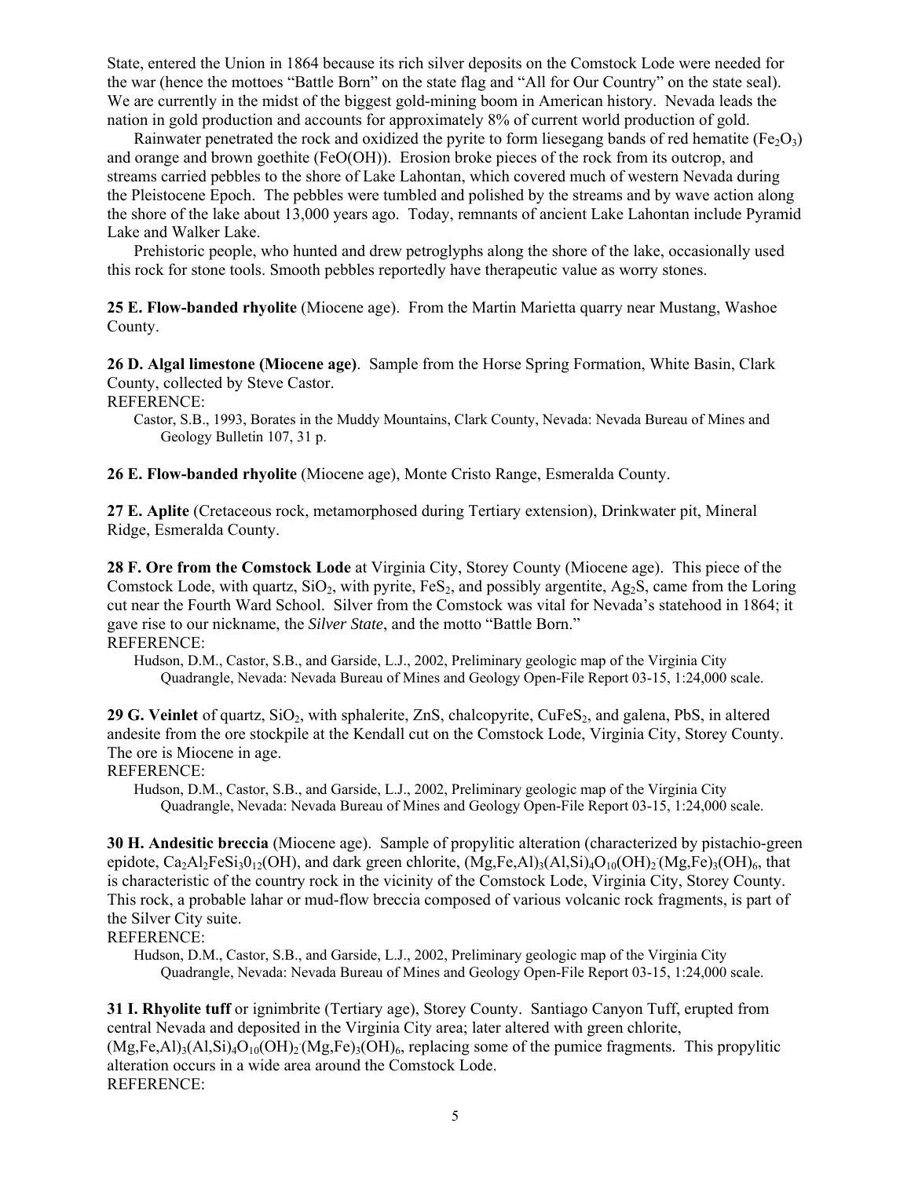State, entered the Union in 1864 because its rich silver deposits on the Comstock Lode were needed for the war (hence the mottoes "Battle Born" on the state flag and "All for Our Country" on the state seal). We are currently in the midst of the biggest gold-mining boom in American history. Nevada leads the nation in gold production and accounts for approximately 8% of current world production of gold.

Rainwater penetrated the rock and oxidized the pyrite to form liesegang bands of red hematite ($Fe_2O_3$) and orange and brown goethite ($FeO(OH)$). Erosion broke pieces of the rock from its outcrop, and streams carried pebbles to the shore of Lake Lahontan, which covered much of western Nevada during the Pleistocene Epoch. The pebbles were tumbled and polished by the streams and by wave action along the shore of the lake about 13,000 years ago. Today, remnants of ancient Lake Lahontan include Pyramid Lake and Walker Lake.

Prehistoric people, who hunted and drew petroglyphs along the shore of the lake, occasionally used this rock for stone tools. Smooth pebbles reportedly have therapeutic value as worry stones.

**25 E. Flow-banded rhyolite** (Miocene age). From the Martin Marietta quarry near Mustang, Washoe County.

**26 D. Algal limestone (Miocene age)**. Sample from the Horse Spring Formation, White Basin, Clark County, collected by Steve Castor.
REFERENCE:

Castor, S.B., 1993, Borates in the Muddy Mountains, Clark County, Nevada: Nevada Bureau of Mines and Geology Bulletin 107, 31 p.

**26 E. Flow-banded rhyolite** (Miocene age), Monte Cristo Range, Esmeralda County.

**27 E. Aplite** (Cretaceous rock, metamorphosed during Tertiary extension), Drinkwater pit, Mineral Ridge, Esmeralda County.

**28 F. Ore from the Comstock Lode** at Virginia City, Storey County (Miocene age). This piece of the Comstock Lode, with quartz, $SiO_2$, with pyrite, $FeS_2$, and possibly argentite, $Ag_2S$, came from the Loring cut near the Fourth Ward School. Silver from the Comstock was vital for Nevada's statehood in 1864; it gave rise to our nickname, the *Silver State*, and the motto "Battle Born."
REFERENCE:

Hudson, D.M., Castor, S.B., and Garside, L.J., 2002, Preliminary geologic map of the Virginia City Quadrangle, Nevada: Nevada Bureau of Mines and Geology Open-File Report 03-15, 1:24,000 scale.

**29 G. Veinlet** of quartz, $SiO_2$, with sphalerite, $ZnS$, chalcopyrite, $CuFeS_2$, and galena, $PbS$, in altered andesite from the ore stockpile at the Kendall cut on the Comstock Lode, Virginia City, Storey County. The ore is Miocene in age.
REFERENCE:

Hudson, D.M., Castor, S.B., and Garside, L.J., 2002, Preliminary geologic map of the Virginia City Quadrangle, Nevada: Nevada Bureau of Mines and Geology Open-File Report 03-15, 1:24,000 scale.

**30 H. Andesitic breccia** (Miocene age). Sample of propylitic alteration (characterized by pistachio-green epidote, $Ca_2Al_2FeSi_3O_{12}(OH)$, and dark green chlorite, $(Mg,Fe,Al)_3(Al,Si)_4O_{10}(OH)_2 \cdot (Mg,Fe)_3(OH)_6$, that is characteristic of the country rock in the vicinity of the Comstock Lode, Virginia City, Storey County. This rock, a probable lahar or mud-flow breccia composed of various volcanic rock fragments, is part of the Silver City suite.
REFERENCE:

Hudson, D.M., Castor, S.B., and Garside, L.J., 2002, Preliminary geologic map of the Virginia City Quadrangle, Nevada: Nevada Bureau of Mines and Geology Open-File Report 03-15, 1:24,000 scale.

**31 I. Rhyolite tuff** or ignimbrite (Tertiary age), Storey County. Santiago Canyon Tuff, erupted from central Nevada and deposited in the Virginia City area; later altered with green chlorite, $(Mg,Fe,Al)_3(Al,Si)_4O_{10}(OH)_2 \cdot (Mg,Fe)_3(OH)_6$, replacing some of the pumice fragments. This propylitic alteration occurs in a wide area around the Comstock Lode.
REFERENCE: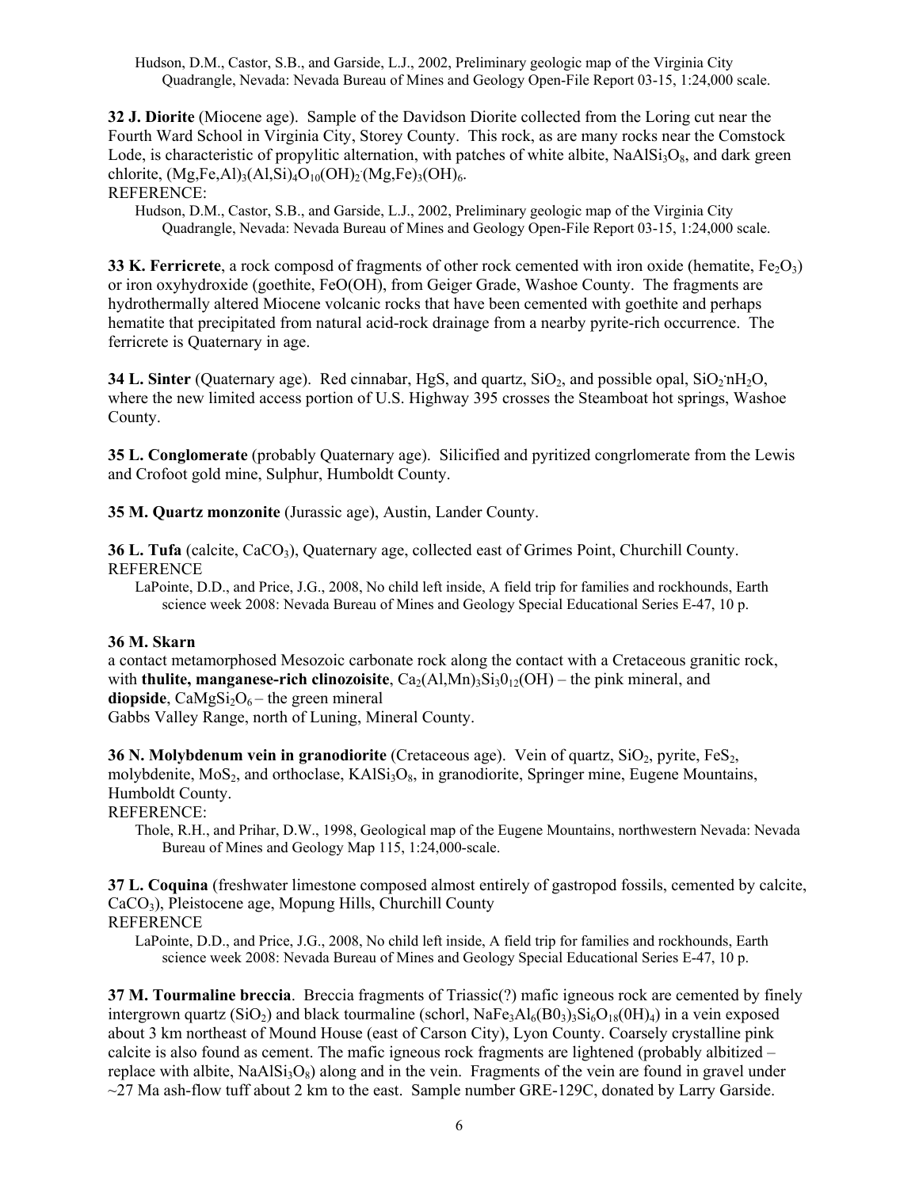Hudson, D.M., Castor, S.B., and Garside, L.J., 2002, Preliminary geologic map of the Virginia City Quadrangle, Nevada: Nevada Bureau of Mines and Geology Open-File Report 03-15, 1:24,000 scale.

**32 J. Diorite** (Miocene age). Sample of the Davidson Diorite collected from the Loring cut near the Fourth Ward School in Virginia City, Storey County. This rock, as are many rocks near the Comstock Lode, is characteristic of propylitic alternation, with patches of white albite, $NaAlSi_3O_8$, and dark green chlorite, $(Mg,Fe,Al)_3(Al,Si)_4O_{10}(OH)_2 \cdot (Mg,Fe)_3(OH)_6$.

REFERENCE:

Hudson, D.M., Castor, S.B., and Garside, L.J., 2002, Preliminary geologic map of the Virginia City Quadrangle, Nevada: Nevada Bureau of Mines and Geology Open-File Report 03-15, 1:24,000 scale.

**33 K. Ferricrete**, a rock composd of fragments of other rock cemented with iron oxide (hematite, $Fe_2O_3$) or iron oxyhydroxide (goethite, FeO(OH), from Geiger Grade, Washoe County. The fragments are hydrothermally altered Miocene volcanic rocks that have been cemented with goethite and perhaps hematite that precipitated from natural acid-rock drainage from a nearby pyrite-rich occurrence. The ferricrete is Quaternary in age.

**34 L. Sinter** (Quaternary age). Red cinnabar, HgS, and quartz, $SiO_2$, and possible opal, $SiO_2 \cdot nH_2O$, where the new limited access portion of U.S. Highway 395 crosses the Steamboat hot springs, Washoe County.

**35 L. Conglomerate** (probably Quaternary age). Silicified and pyritized congrlomerate from the Lewis and Crofoot gold mine, Sulphur, Humboldt County.

**35 M. Quartz monzonite** (Jurassic age), Austin, Lander County.

**36 L. Tufa** (calcite, $CaCO_3$), Quaternary age, collected east of Grimes Point, Churchill County.

REFERENCE

LaPointe, D.D., and Price, J.G., 2008, No child left inside, A field trip for families and rockhounds, Earth science week 2008: Nevada Bureau of Mines and Geology Special Educational Series E-47, 10 p.

**36 M. Skarn**

a contact metamorphosed Mesozoic carbonate rock along the contact with a Cretaceous granitic rock, with **thulite, manganese-rich clinozoisite**, $Ca_2(Al,Mn)_3Si_30_{12}(OH)$ – the pink mineral, and **diopside**, $CaMgSi_2O_6$ – the green mineral

Gabbs Valley Range, north of Luning, Mineral County.

**36 N. Molybdenum vein in granodiorite** (Cretaceous age). Vein of quartz, $SiO_2$, pyrite, $FeS_2$, molybdenite, $MoS_2$, and orthoclase, $KAlSi_3O_8$, in granodiorite, Springer mine, Eugene Mountains, Humboldt County.

REFERENCE:

Thole, R.H., and Prihar, D.W., 1998, Geological map of the Eugene Mountains, northwestern Nevada: Nevada Bureau of Mines and Geology Map 115, 1:24,000-scale.

**37 L. Coquina** (freshwater limestone composed almost entirely of gastropod fossils, cemented by calcite, $CaCO_3$), Pleistocene age, Mopung Hills, Churchill County

REFERENCE

LaPointe, D.D., and Price, J.G., 2008, No child left inside, A field trip for families and rockhounds, Earth science week 2008: Nevada Bureau of Mines and Geology Special Educational Series E-47, 10 p.

**37 M. Tourmaline breccia**. Breccia fragments of Triassic(?) mafic igneous rock are cemented by finely intergrown quartz ($SiO_2$) and black tourmaline (schorl, $NaFe_3Al_6(B0_3)_3Si_6O_{18}(0H)_4$) in a vein exposed about 3 km northeast of Mound House (east of Carson City), Lyon County. Coarsely crystalline pink calcite is also found as cement. The mafic igneous rock fragments are lightened (probably albitized – replace with albite, $NaAlSi_3O_8$) along and in the vein. Fragments of the vein are found in gravel under ~27 Ma ash-flow tuff about 2 km to the east. Sample number GRE-129C, donated by Larry Garside.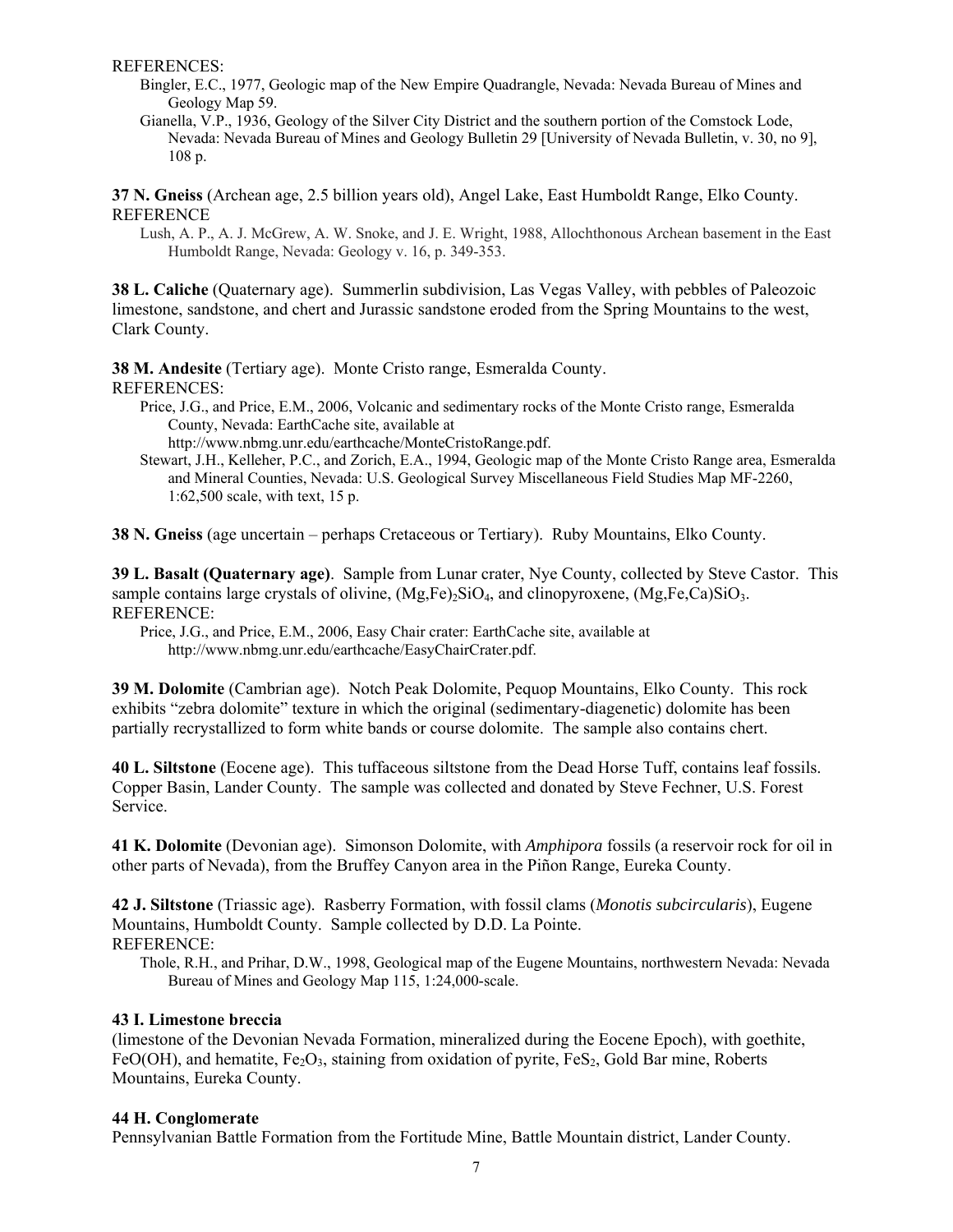REFERENCES:

Bingler, E.C., 1977, Geologic map of the New Empire Quadrangle, Nevada: Nevada Bureau of Mines and Geology Map 59.

Gianella, V.P., 1936, Geology of the Silver City District and the southern portion of the Comstock Lode, Nevada: Nevada Bureau of Mines and Geology Bulletin 29 [University of Nevada Bulletin, v. 30, no 9], 108 p.

**37 N. Gneiss** (Archean age, 2.5 billion years old), Angel Lake, East Humboldt Range, Elko County.
REFERENCE

Lush, A. P., A. J. McGrew, A. W. Snoke, and J. E. Wright, 1988, Allochthonous Archean basement in the East Humboldt Range, Nevada: Geology v. 16, p. 349-353.

**38 L. Caliche** (Quaternary age). Summerlin subdivision, Las Vegas Valley, with pebbles of Paleozoic limestone, sandstone, and chert and Jurassic sandstone eroded from the Spring Mountains to the west, Clark County.

**38 M. Andesite** (Tertiary age). Monte Cristo range, Esmeralda County.
REFERENCES:

Price, J.G., and Price, E.M., 2006, Volcanic and sedimentary rocks of the Monte Cristo range, Esmeralda County, Nevada: EarthCache site, available at http://www.nbmg.unr.edu/earthcache/MonteCristoRange.pdf.

Stewart, J.H., Kelleher, P.C., and Zorich, E.A., 1994, Geologic map of the Monte Cristo Range area, Esmeralda and Mineral Counties, Nevada: U.S. Geological Survey Miscellaneous Field Studies Map MF-2260, 1:62,500 scale, with text, 15 p.

**38 N. Gneiss** (age uncertain – perhaps Cretaceous or Tertiary). Ruby Mountains, Elko County.

**39 L. Basalt (Quaternary age)**. Sample from Lunar crater, Nye County, collected by Steve Castor. This sample contains large crystals of olivine, $(Mg,Fe)_2SiO_4$, and clinopyroxene, $(Mg,Fe,Ca)SiO_3$.
REFERENCE:

Price, J.G., and Price, E.M., 2006, Easy Chair crater: EarthCache site, available at http://www.nbmg.unr.edu/earthcache/EasyChairCrater.pdf.

**39 M. Dolomite** (Cambrian age). Notch Peak Dolomite, Pequop Mountains, Elko County. This rock exhibits "zebra dolomite" texture in which the original (sedimentary-diagenetic) dolomite has been partially recrystallized to form white bands or course dolomite. The sample also contains chert.

**40 L. Siltstone** (Eocene age). This tuffaceous siltstone from the Dead Horse Tuff, contains leaf fossils. Copper Basin, Lander County. The sample was collected and donated by Steve Fechner, U.S. Forest Service.

**41 K. Dolomite** (Devonian age). Simonson Dolomite, with *Amphipora* fossils (a reservoir rock for oil in other parts of Nevada), from the Bruffey Canyon area in the Piñon Range, Eureka County.

**42 J. Siltstone** (Triassic age). Rasberry Formation, with fossil clams (*Monotis subcircularis*), Eugene Mountains, Humboldt County. Sample collected by D.D. La Pointe.
REFERENCE:

Thole, R.H., and Prihar, D.W., 1998, Geological map of the Eugene Mountains, northwestern Nevada: Nevada Bureau of Mines and Geology Map 115, 1:24,000-scale.

**43 I. Limestone breccia**

(limestone of the Devonian Nevada Formation, mineralized during the Eocene Epoch), with goethite, $FeO(OH)$, and hematite, $Fe_2O_3$, staining from oxidation of pyrite, $FeS_2$, Gold Bar mine, Roberts Mountains, Eureka County.

**44 H. Conglomerate**

Pennsylvanian Battle Formation from the Fortitude Mine, Battle Mountain district, Lander County.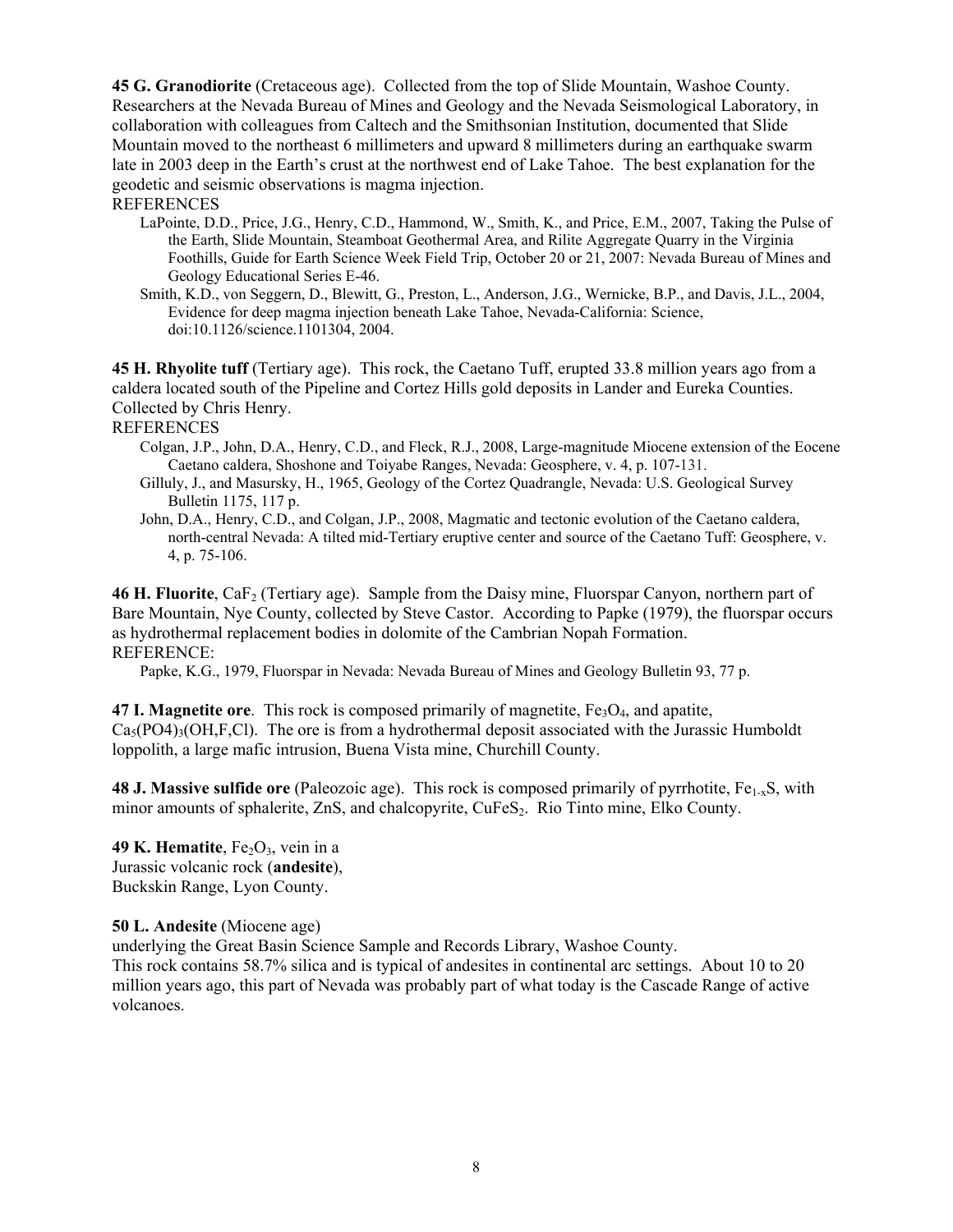**45 G. Granodiorite** (Cretaceous age). Collected from the top of Slide Mountain, Washoe County. Researchers at the Nevada Bureau of Mines and Geology and the Nevada Seismological Laboratory, in collaboration with colleagues from Caltech and the Smithsonian Institution, documented that Slide Mountain moved to the northeast 6 millimeters and upward 8 millimeters during an earthquake swarm late in 2003 deep in the Earth's crust at the northwest end of Lake Tahoe. The best explanation for the geodetic and seismic observations is magma injection.

REFERENCES

LaPointe, D.D., Price, J.G., Henry, C.D., Hammond, W., Smith, K., and Price, E.M., 2007, Taking the Pulse of the Earth, Slide Mountain, Steamboat Geothermal Area, and Rilite Aggregate Quarry in the Virginia Foothills, Guide for Earth Science Week Field Trip, October 20 or 21, 2007: Nevada Bureau of Mines and Geology Educational Series E-46.

Smith, K.D., von Seggern, D., Blewitt, G., Preston, L., Anderson, J.G., Wernicke, B.P., and Davis, J.L., 2004, Evidence for deep magma injection beneath Lake Tahoe, Nevada-California: Science, doi:10.1126/science.1101304, 2004.

**45 H. Rhyolite tuff** (Tertiary age). This rock, the Caetano Tuff, erupted 33.8 million years ago from a caldera located south of the Pipeline and Cortez Hills gold deposits in Lander and Eureka Counties. Collected by Chris Henry.

REFERENCES

Colgan, J.P., John, D.A., Henry, C.D., and Fleck, R.J., 2008, Large-magnitude Miocene extension of the Eocene Caetano caldera, Shoshone and Toiyabe Ranges, Nevada: Geosphere, v. 4, p. 107-131.

Gilluly, J., and Masursky, H., 1965, Geology of the Cortez Quadrangle, Nevada: U.S. Geological Survey Bulletin 1175, 117 p.

John, D.A., Henry, C.D., and Colgan, J.P., 2008, Magmatic and tectonic evolution of the Caetano caldera, north-central Nevada: A tilted mid-Tertiary eruptive center and source of the Caetano Tuff: Geosphere, v. 4, p. 75-106.

**46 H. Fluorite**, $CaF_2$ (Tertiary age). Sample from the Daisy mine, Fluorspar Canyon, northern part of Bare Mountain, Nye County, collected by Steve Castor. According to Papke (1979), the fluorspar occurs as hydrothermal replacement bodies in dolomite of the Cambrian Nopah Formation.

REFERENCE:

Papke, K.G., 1979, Fluorspar in Nevada: Nevada Bureau of Mines and Geology Bulletin 93, 77 p.

**47 I. Magnetite ore**. This rock is composed primarily of magnetite, $Fe_3O_4$, and apatite, $Ca_5(PO4)_3(OH,F,Cl)$. The ore is from a hydrothermal deposit associated with the Jurassic Humboldt loppolith, a large mafic intrusion, Buena Vista mine, Churchill County.

**48 J. Massive sulfide ore** (Paleozoic age). This rock is composed primarily of pyrrhotite, $Fe_{1-x}S$, with minor amounts of sphalerite, ZnS, and chalcopyrite, $CuFeS_2$. Rio Tinto mine, Elko County.

**49 K. Hematite**, $Fe_2O_3$, vein in a Jurassic volcanic rock (**andesite**), Buckskin Range, Lyon County.

**50 L. Andesite** (Miocene age) underlying the Great Basin Science Sample and Records Library, Washoe County. This rock contains 58.7% silica and is typical of andesites in continental arc settings. About 10 to 20 million years ago, this part of Nevada was probably part of what today is the Cascade Range of active volcanoes.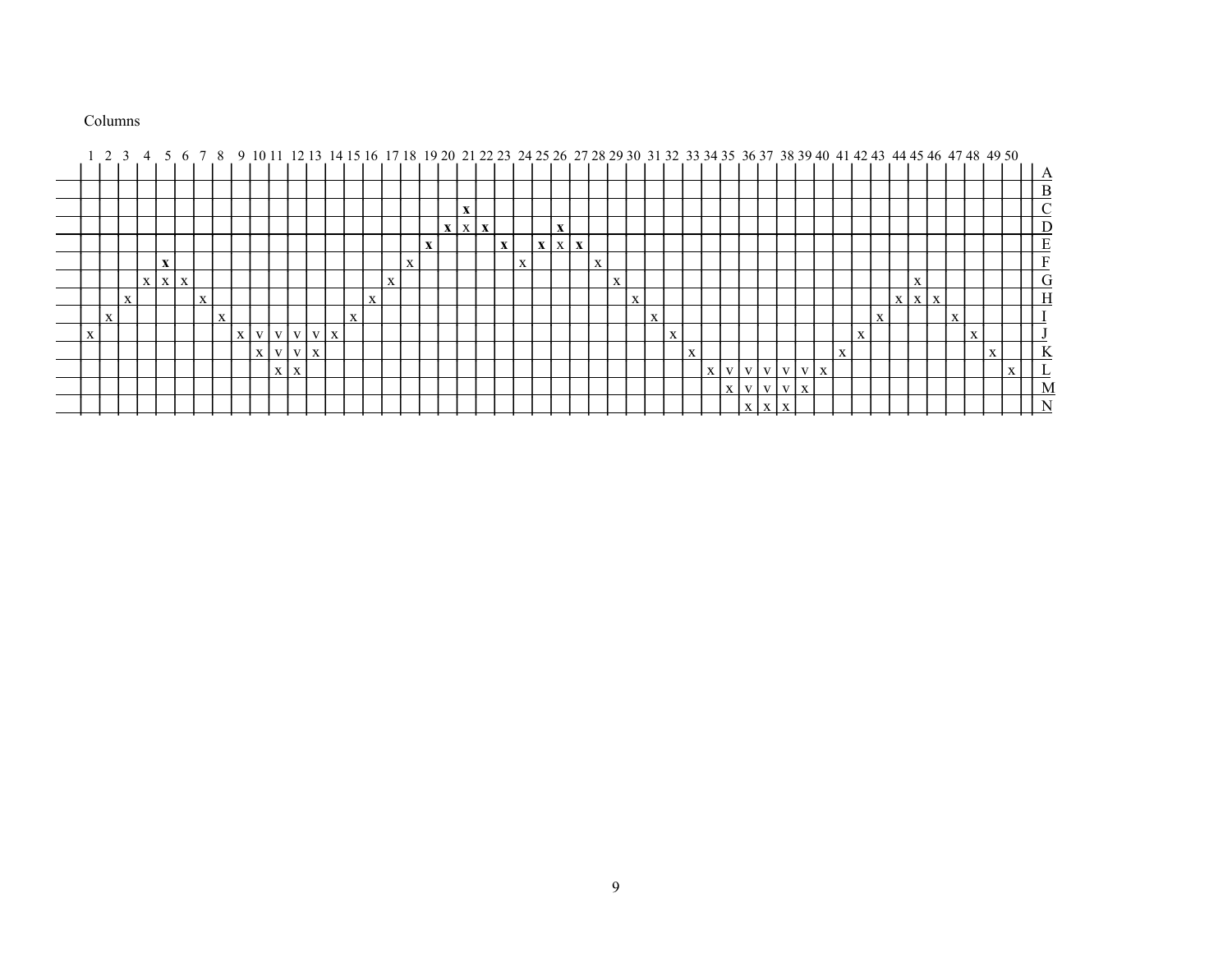Columns

| 1 | 2 | 3 | 4 | 5 | 6 | 7 | 8 | 9 | 10 | 11 | 12 | 13 | 14 | 15 | 16 | 17 | 18 | 19 | 20 | 21 | 22 | 23 | 24 | 25 | 26 | 27 | 28 | 29 | 30 | 31 | 32 | 33 | 34 | 35 | 36 | 37 | 38 | 39 | 40 | 41 | 42 | 43 | 44 | 45 | 46 | 47 | 48 | 49 | 50 | |
|---|---|---|---|---|---|---|---|---|---|---|---|---|---|---|---|---|---|---|---|---|---|---|---|---|---|---|---|---|---|---|---|---|---|---|---|---|---|---|---|---|---|---|---|---|---|---|---|---|---|---|
| | | | | | | | | | | | | | | | | | | | | | | | | | | | | | | | | | | | | | | | | | | | | | | | | | | A |
| | | | | | | | | | | | | | | | | | | | | | | | | | | | | | | | | | | | | | | | | | | | | | | | | | | B |
| | | | | | | | | | | | | | | | | | | | | **x** | | | | | | | | | | | | | | | | | | | | | | | | | | | | | | C |
| | | | | | | | | | | | | | | | | | | | **x** | x | **x** | | | | **x** | | | | | | | | | | | | | | | | | | | | | | | | | D |
| | | | | | | | | | | | | | | | | | | **x** | | | | **x** | | **x** | x | **x** | | | | | | | | | | | | | | | | | | | | | | | | E |
| | | | | **x** | | | | | | | | | | | | | x | | | | | | x | | | | x | | | | | | | | | | | | | | | | | | | | | | | F |
| | | | x | x | x | | | | | | | | | | | x | | | | | | | | | | | | x | | | | | | | | | | | | | | | | x | | | | | | G |
| | | x | | | | x | | | | | | | | | x | | | | | | | | | | | | | | x | | | | | | | | | | | | | | x | x | x | | | | | H |
| | x | | | | | | x | | | | | | | x | | | | | | | | | | | | | | | | x | | | | | | | | | | | | x | | | | x | | | | I |
| x | | | | | | | | x | v | v | v | v | x | | | | | | | | | | | | | | | | | | x | | | | | | | | | | x | | | | | | x | | | J |
| | | | | | | | | | x | v | v | x | | | | | | | | | | | | | | | | | | | | x | | | | | | | | x | | | | | | | | x | | K |
| | | | | | | | | | | x | x | | | | | | | | | | | | | | | | | | | | | | x | v | v | v | v | v | x | | | | | | | | | | x | L |
| | | | | | | | | | | | | | | | | | | | | | | | | | | | | | | | | | | x | v | v | v | x | | | | | | | | | | | | M |
| | | | | | | | | | | | | | | | | | | | | | | | | | | | | | | | | | | | x | x | x | | | | | | | | | | | | | N |